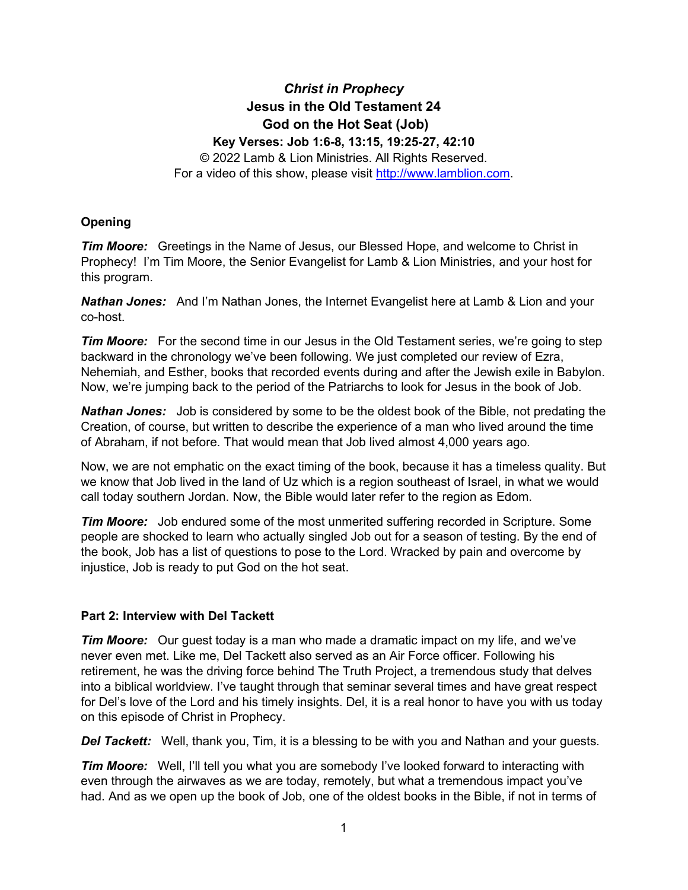# *Christ in Prophecy*

## Jesus in the Old Testament 24

## God on the Hot Seat (Job)

### Key Verses: Job 1:6-8, 13:15, 19:25-27, 42:10

© 2022 Lamb & Lion Ministries. All Rights Reserved.
For a video of this show, please visit http://www.lamblion.com.

**Opening**

***Tim Moore:*** Greetings in the Name of Jesus, our Blessed Hope, and welcome to Christ in Prophecy! I'm Tim Moore, the Senior Evangelist for Lamb & Lion Ministries, and your host for this program.

***Nathan Jones:*** And I'm Nathan Jones, the Internet Evangelist here at Lamb & Lion and your co-host.

***Tim Moore:*** For the second time in our Jesus in the Old Testament series, we're going to step backward in the chronology we've been following. We just completed our review of Ezra, Nehemiah, and Esther, books that recorded events during and after the Jewish exile in Babylon. Now, we're jumping back to the period of the Patriarchs to look for Jesus in the book of Job.

***Nathan Jones:*** Job is considered by some to be the oldest book of the Bible, not predating the Creation, of course, but written to describe the experience of a man who lived around the time of Abraham, if not before. That would mean that Job lived almost 4,000 years ago.

Now, we are not emphatic on the exact timing of the book, because it has a timeless quality. But we know that Job lived in the land of Uz which is a region southeast of Israel, in what we would call today southern Jordan. Now, the Bible would later refer to the region as Edom.

***Tim Moore:*** Job endured some of the most unmerited suffering recorded in Scripture. Some people are shocked to learn who actually singled Job out for a season of testing. By the end of the book, Job has a list of questions to pose to the Lord. Wracked by pain and overcome by injustice, Job is ready to put God on the hot seat.

**Part 2: Interview with Del Tackett**

***Tim Moore:*** Our guest today is a man who made a dramatic impact on my life, and we've never even met. Like me, Del Tackett also served as an Air Force officer. Following his retirement, he was the driving force behind The Truth Project, a tremendous study that delves into a biblical worldview. I've taught through that seminar several times and have great respect for Del's love of the Lord and his timely insights. Del, it is a real honor to have you with us today on this episode of Christ in Prophecy.

***Del Tackett:*** Well, thank you, Tim, it is a blessing to be with you and Nathan and your guests.

***Tim Moore:*** Well, I'll tell you what you are somebody I've looked forward to interacting with even through the airwaves as we are today, remotely, but what a tremendous impact you've had. And as we open up the book of Job, one of the oldest books in the Bible, if not in terms of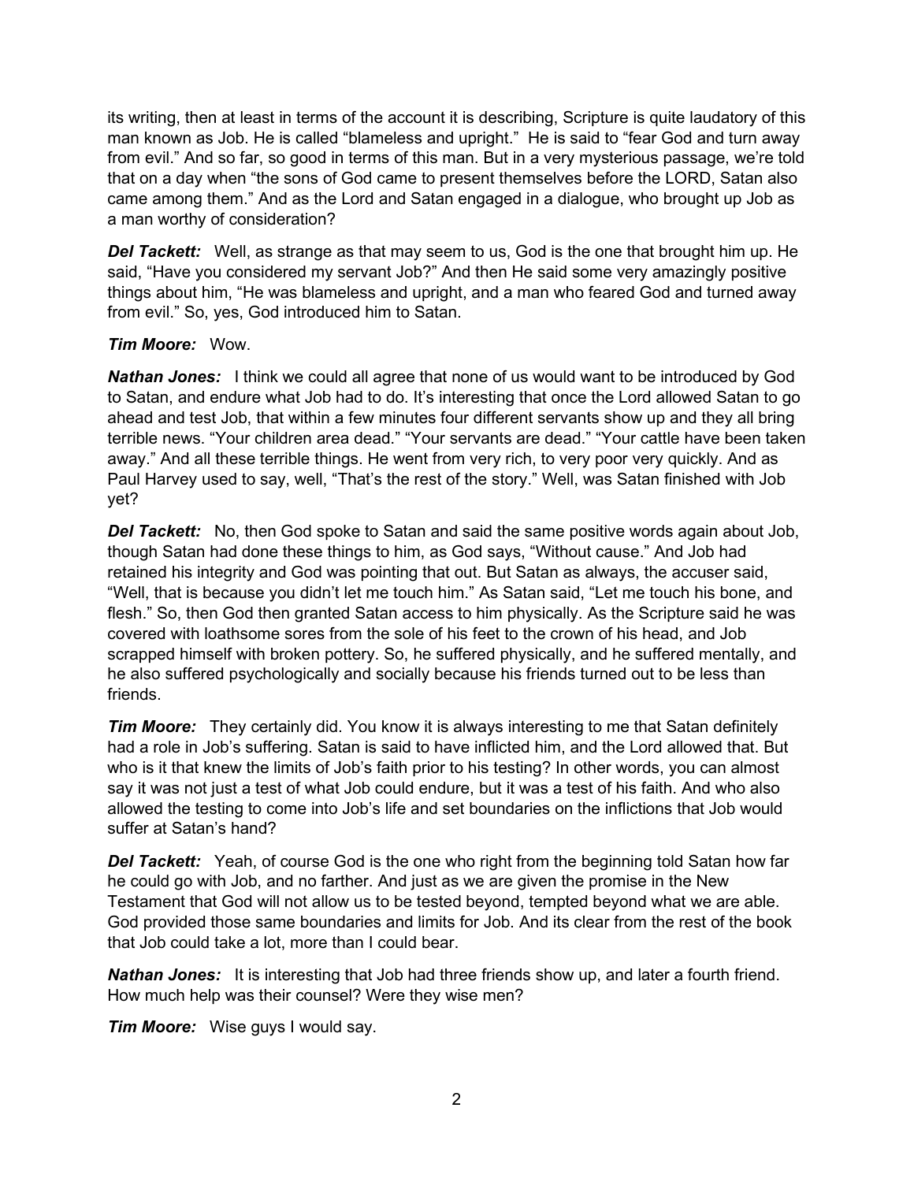its writing, then at least in terms of the account it is describing, Scripture is quite laudatory of this man known as Job. He is called "blameless and upright." He is said to "fear God and turn away from evil." And so far, so good in terms of this man. But in a very mysterious passage, we're told that on a day when "the sons of God came to present themselves before the LORD, Satan also came among them." And as the Lord and Satan engaged in a dialogue, who brought up Job as a man worthy of consideration?

***Del Tackett:*** Well, as strange as that may seem to us, God is the one that brought him up. He said, "Have you considered my servant Job?" And then He said some very amazingly positive things about him, "He was blameless and upright, and a man who feared God and turned away from evil." So, yes, God introduced him to Satan.

***Tim Moore:*** Wow.

***Nathan Jones:*** I think we could all agree that none of us would want to be introduced by God to Satan, and endure what Job had to do. It's interesting that once the Lord allowed Satan to go ahead and test Job, that within a few minutes four different servants show up and they all bring terrible news. "Your children area dead." "Your servants are dead." "Your cattle have been taken away." And all these terrible things. He went from very rich, to very poor very quickly. And as Paul Harvey used to say, well, "That's the rest of the story." Well, was Satan finished with Job yet?

***Del Tackett:*** No, then God spoke to Satan and said the same positive words again about Job, though Satan had done these things to him, as God says, "Without cause." And Job had retained his integrity and God was pointing that out. But Satan as always, the accuser said, "Well, that is because you didn't let me touch him." As Satan said, "Let me touch his bone, and flesh." So, then God then granted Satan access to him physically. As the Scripture said he was covered with loathsome sores from the sole of his feet to the crown of his head, and Job scrapped himself with broken pottery. So, he suffered physically, and he suffered mentally, and he also suffered psychologically and socially because his friends turned out to be less than friends.

***Tim Moore:*** They certainly did. You know it is always interesting to me that Satan definitely had a role in Job's suffering. Satan is said to have inflicted him, and the Lord allowed that. But who is it that knew the limits of Job's faith prior to his testing? In other words, you can almost say it was not just a test of what Job could endure, but it was a test of his faith. And who also allowed the testing to come into Job's life and set boundaries on the inflictions that Job would suffer at Satan's hand?

***Del Tackett:*** Yeah, of course God is the one who right from the beginning told Satan how far he could go with Job, and no farther. And just as we are given the promise in the New Testament that God will not allow us to be tested beyond, tempted beyond what we are able. God provided those same boundaries and limits for Job. And its clear from the rest of the book that Job could take a lot, more than I could bear.

***Nathan Jones:*** It is interesting that Job had three friends show up, and later a fourth friend. How much help was their counsel? Were they wise men?

***Tim Moore:*** Wise guys I would say.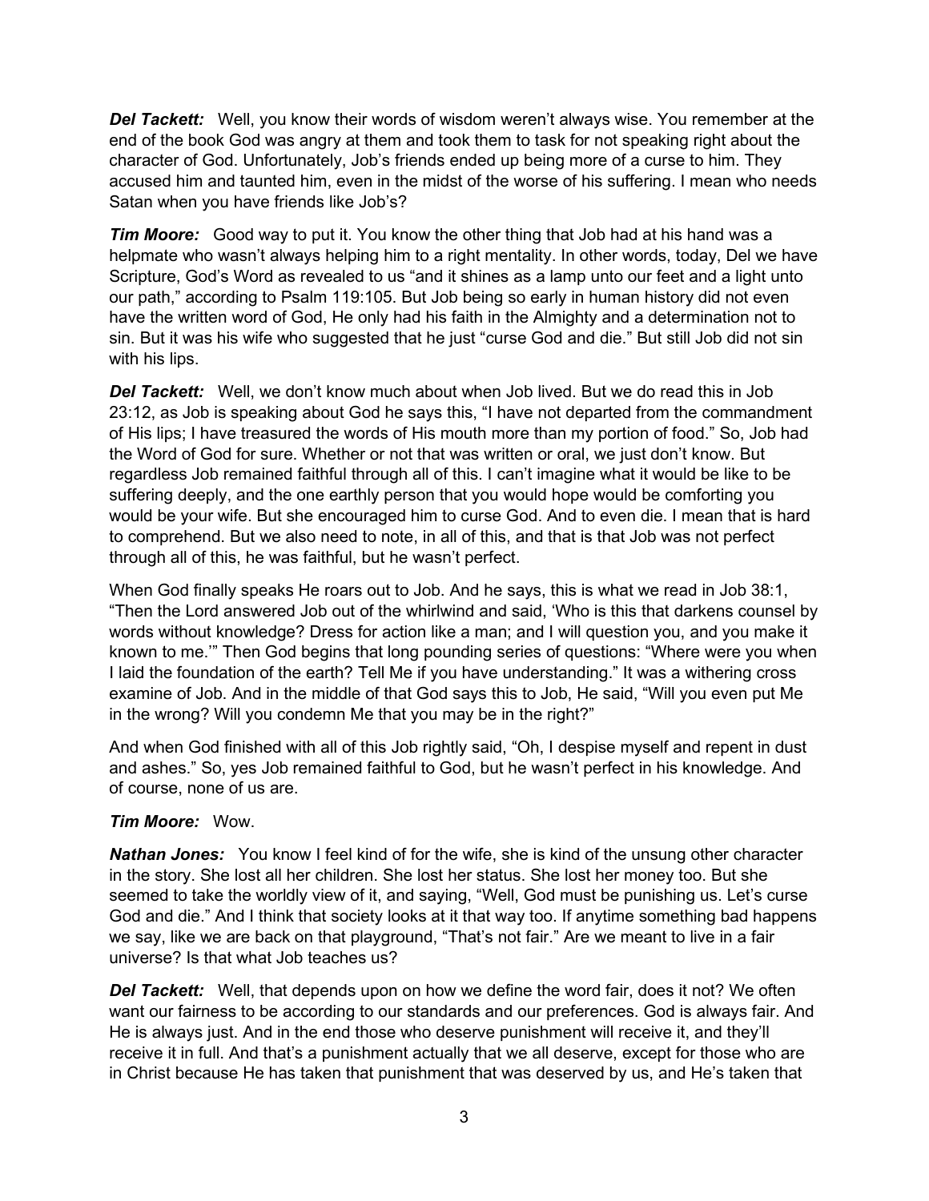***Del Tackett:*** Well, you know their words of wisdom weren't always wise. You remember at the end of the book God was angry at them and took them to task for not speaking right about the character of God. Unfortunately, Job's friends ended up being more of a curse to him. They accused him and taunted him, even in the midst of the worse of his suffering. I mean who needs Satan when you have friends like Job's?

***Tim Moore:*** Good way to put it. You know the other thing that Job had at his hand was a helpmate who wasn't always helping him to a right mentality. In other words, today, Del we have Scripture, God's Word as revealed to us "and it shines as a lamp unto our feet and a light unto our path," according to Psalm 119:105. But Job being so early in human history did not even have the written word of God, He only had his faith in the Almighty and a determination not to sin. But it was his wife who suggested that he just "curse God and die." But still Job did not sin with his lips.

***Del Tackett:*** Well, we don't know much about when Job lived. But we do read this in Job 23:12, as Job is speaking about God he says this, "I have not departed from the commandment of His lips; I have treasured the words of His mouth more than my portion of food." So, Job had the Word of God for sure. Whether or not that was written or oral, we just don't know. But regardless Job remained faithful through all of this. I can't imagine what it would be like to be suffering deeply, and the one earthly person that you would hope would be comforting you would be your wife. But she encouraged him to curse God. And to even die. I mean that is hard to comprehend. But we also need to note, in all of this, and that is that Job was not perfect through all of this, he was faithful, but he wasn't perfect.

When God finally speaks He roars out to Job. And he says, this is what we read in Job 38:1, "Then the Lord answered Job out of the whirlwind and said, 'Who is this that darkens counsel by words without knowledge? Dress for action like a man; and I will question you, and you make it known to me.'" Then God begins that long pounding series of questions: "Where were you when I laid the foundation of the earth? Tell Me if you have understanding." It was a withering cross examine of Job. And in the middle of that God says this to Job, He said, "Will you even put Me in the wrong? Will you condemn Me that you may be in the right?"

And when God finished with all of this Job rightly said, "Oh, I despise myself and repent in dust and ashes." So, yes Job remained faithful to God, but he wasn't perfect in his knowledge. And of course, none of us are.

***Tim Moore:*** Wow.

***Nathan Jones:*** You know I feel kind of for the wife, she is kind of the unsung other character in the story. She lost all her children. She lost her status. She lost her money too. But she seemed to take the worldly view of it, and saying, "Well, God must be punishing us. Let's curse God and die." And I think that society looks at it that way too. If anytime something bad happens we say, like we are back on that playground, "That's not fair." Are we meant to live in a fair universe? Is that what Job teaches us?

***Del Tackett:*** Well, that depends upon on how we define the word fair, does it not? We often want our fairness to be according to our standards and our preferences. God is always fair. And He is always just. And in the end those who deserve punishment will receive it, and they'll receive it in full. And that's a punishment actually that we all deserve, except for those who are in Christ because He has taken that punishment that was deserved by us, and He's taken that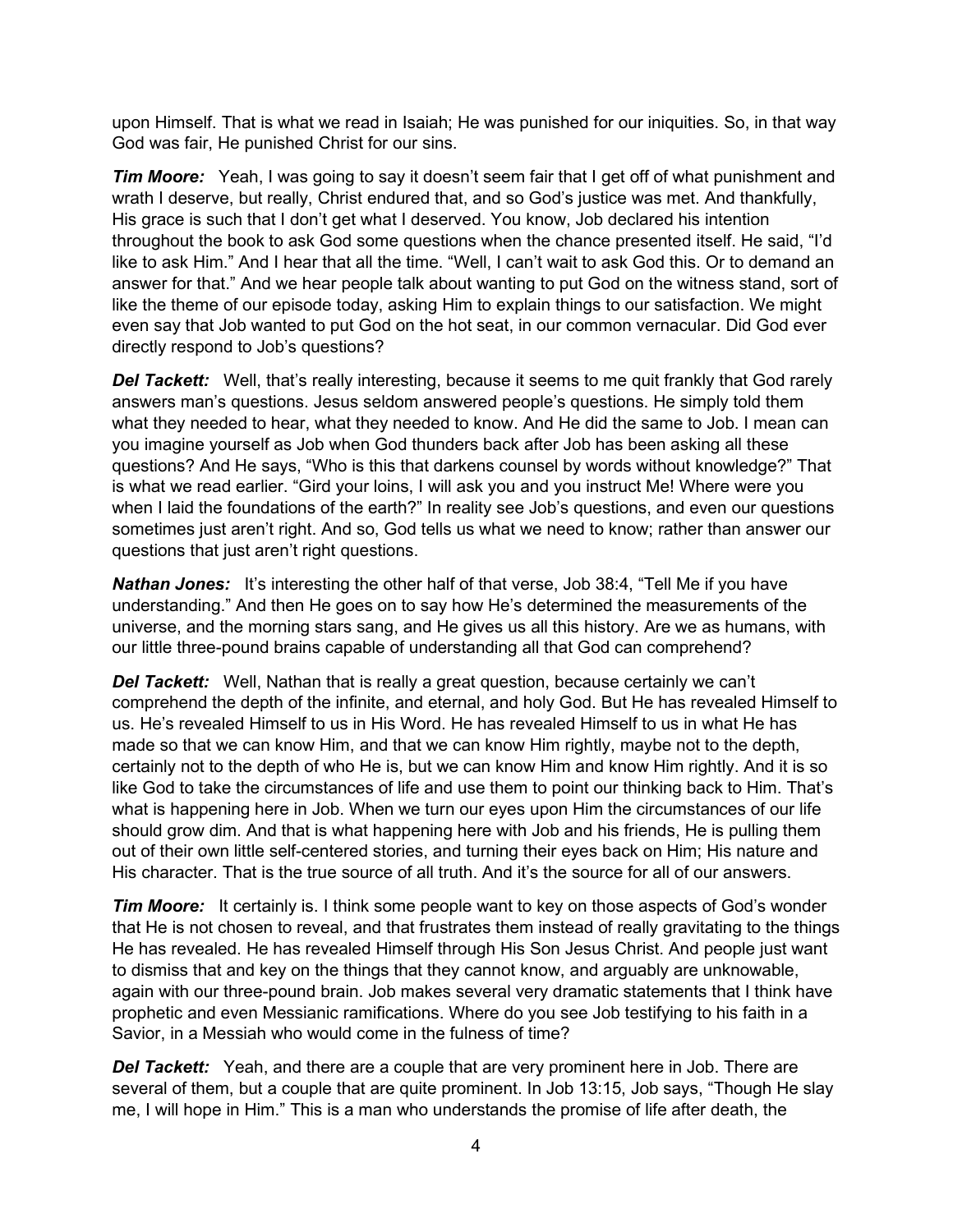upon Himself. That is what we read in Isaiah; He was punished for our iniquities. So, in that way God was fair, He punished Christ for our sins.

***Tim Moore:*** Yeah, I was going to say it doesn't seem fair that I get off of what punishment and wrath I deserve, but really, Christ endured that, and so God's justice was met. And thankfully, His grace is such that I don't get what I deserved. You know, Job declared his intention throughout the book to ask God some questions when the chance presented itself. He said, "I'd like to ask Him." And I hear that all the time. "Well, I can't wait to ask God this. Or to demand an answer for that." And we hear people talk about wanting to put God on the witness stand, sort of like the theme of our episode today, asking Him to explain things to our satisfaction. We might even say that Job wanted to put God on the hot seat, in our common vernacular. Did God ever directly respond to Job's questions?

***Del Tackett:*** Well, that's really interesting, because it seems to me quit frankly that God rarely answers man's questions. Jesus seldom answered people's questions. He simply told them what they needed to hear, what they needed to know. And He did the same to Job. I mean can you imagine yourself as Job when God thunders back after Job has been asking all these questions? And He says, "Who is this that darkens counsel by words without knowledge?" That is what we read earlier. "Gird your loins, I will ask you and you instruct Me! Where were you when I laid the foundations of the earth?" In reality see Job's questions, and even our questions sometimes just aren't right. And so, God tells us what we need to know; rather than answer our questions that just aren't right questions.

***Nathan Jones:*** It's interesting the other half of that verse, Job 38:4, "Tell Me if you have understanding." And then He goes on to say how He's determined the measurements of the universe, and the morning stars sang, and He gives us all this history. Are we as humans, with our little three-pound brains capable of understanding all that God can comprehend?

***Del Tackett:*** Well, Nathan that is really a great question, because certainly we can't comprehend the depth of the infinite, and eternal, and holy God. But He has revealed Himself to us. He's revealed Himself to us in His Word. He has revealed Himself to us in what He has made so that we can know Him, and that we can know Him rightly, maybe not to the depth, certainly not to the depth of who He is, but we can know Him and know Him rightly. And it is so like God to take the circumstances of life and use them to point our thinking back to Him. That's what is happening here in Job. When we turn our eyes upon Him the circumstances of our life should grow dim. And that is what happening here with Job and his friends, He is pulling them out of their own little self-centered stories, and turning their eyes back on Him; His nature and His character. That is the true source of all truth. And it's the source for all of our answers.

***Tim Moore:*** It certainly is. I think some people want to key on those aspects of God's wonder that He is not chosen to reveal, and that frustrates them instead of really gravitating to the things He has revealed. He has revealed Himself through His Son Jesus Christ. And people just want to dismiss that and key on the things that they cannot know, and arguably are unknowable, again with our three-pound brain. Job makes several very dramatic statements that I think have prophetic and even Messianic ramifications. Where do you see Job testifying to his faith in a Savior, in a Messiah who would come in the fulness of time?

***Del Tackett:*** Yeah, and there are a couple that are very prominent here in Job. There are several of them, but a couple that are quite prominent. In Job 13:15, Job says, "Though He slay me, I will hope in Him." This is a man who understands the promise of life after death, the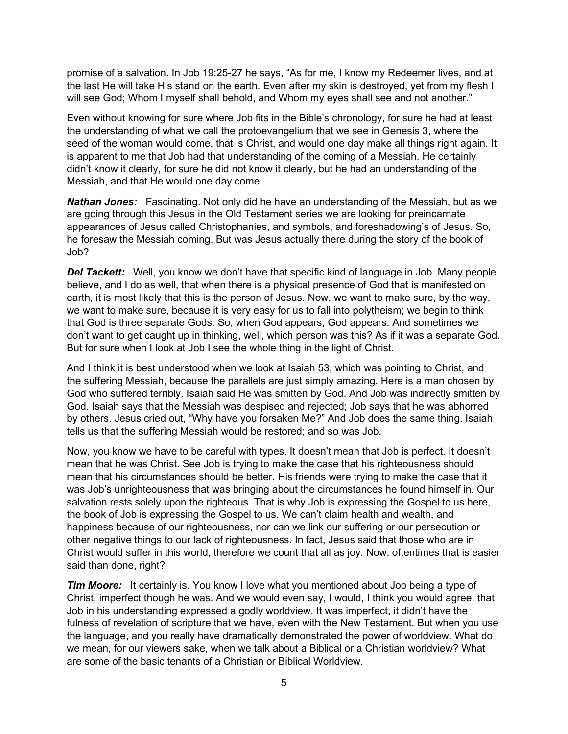promise of a salvation. In Job 19:25-27 he says, “As for me, I know my Redeemer lives, and at the last He will take His stand on the earth. Even after my skin is destroyed, yet from my flesh I will see God; Whom I myself shall behold, and Whom my eyes shall see and not another.”

Even without knowing for sure where Job fits in the Bible’s chronology, for sure he had at least the understanding of what we call the protoevangelium that we see in Genesis 3, where the seed of the woman would come, that is Christ, and would one day make all things right again. It is apparent to me that Job had that understanding of the coming of a Messiah. He certainly didn’t know it clearly, for sure he did not know it clearly, but he had an understanding of the Messiah, and that He would one day come.

***Nathan Jones:*** Fascinating. Not only did he have an understanding of the Messiah, but as we are going through this Jesus in the Old Testament series we are looking for preincarnate appearances of Jesus called Christophanies, and symbols, and foreshadowing’s of Jesus. So, he foresaw the Messiah coming. But was Jesus actually there during the story of the book of Job?

***Del Tackett:*** Well, you know we don’t have that specific kind of language in Job. Many people believe, and I do as well, that when there is a physical presence of God that is manifested on earth, it is most likely that this is the person of Jesus. Now, we want to make sure, by the way, we want to make sure, because it is very easy for us to fall into polytheism; we begin to think that God is three separate Gods. So, when God appears, God appears. And sometimes we don’t want to get caught up in thinking, well, which person was this? As if it was a separate God. But for sure when I look at Job I see the whole thing in the light of Christ.

And I think it is best understood when we look at Isaiah 53, which was pointing to Christ, and the suffering Messiah, because the parallels are just simply amazing. Here is a man chosen by God who suffered terribly. Isaiah said He was smitten by God. And Job was indirectly smitten by God. Isaiah says that the Messiah was despised and rejected; Job says that he was abhorred by others. Jesus cried out, “Why have you forsaken Me?” And Job does the same thing. Isaiah tells us that the suffering Messiah would be restored; and so was Job.

Now, you know we have to be careful with types. It doesn’t mean that Job is perfect. It doesn’t mean that he was Christ. See Job is trying to make the case that his righteousness should mean that his circumstances should be better. His friends were trying to make the case that it was Job’s unrighteousness that was bringing about the circumstances he found himself in. Our salvation rests solely upon the righteous. That is why Job is expressing the Gospel to us here, the book of Job is expressing the Gospel to us. We can’t claim health and wealth, and happiness because of our righteousness, nor can we link our suffering or our persecution or other negative things to our lack of righteousness. In fact, Jesus said that those who are in Christ would suffer in this world, therefore we count that all as joy. Now, oftentimes that is easier said than done, right?

***Tim Moore:*** It certainly is. You know I love what you mentioned about Job being a type of Christ, imperfect though he was. And we would even say, I would, I think you would agree, that Job in his understanding expressed a godly worldview. It was imperfect, it didn’t have the fulness of revelation of scripture that we have, even with the New Testament. But when you use the language, and you really have dramatically demonstrated the power of worldview. What do we mean, for our viewers sake, when we talk about a Biblical or a Christian worldview? What are some of the basic tenants of a Christian or Biblical Worldview.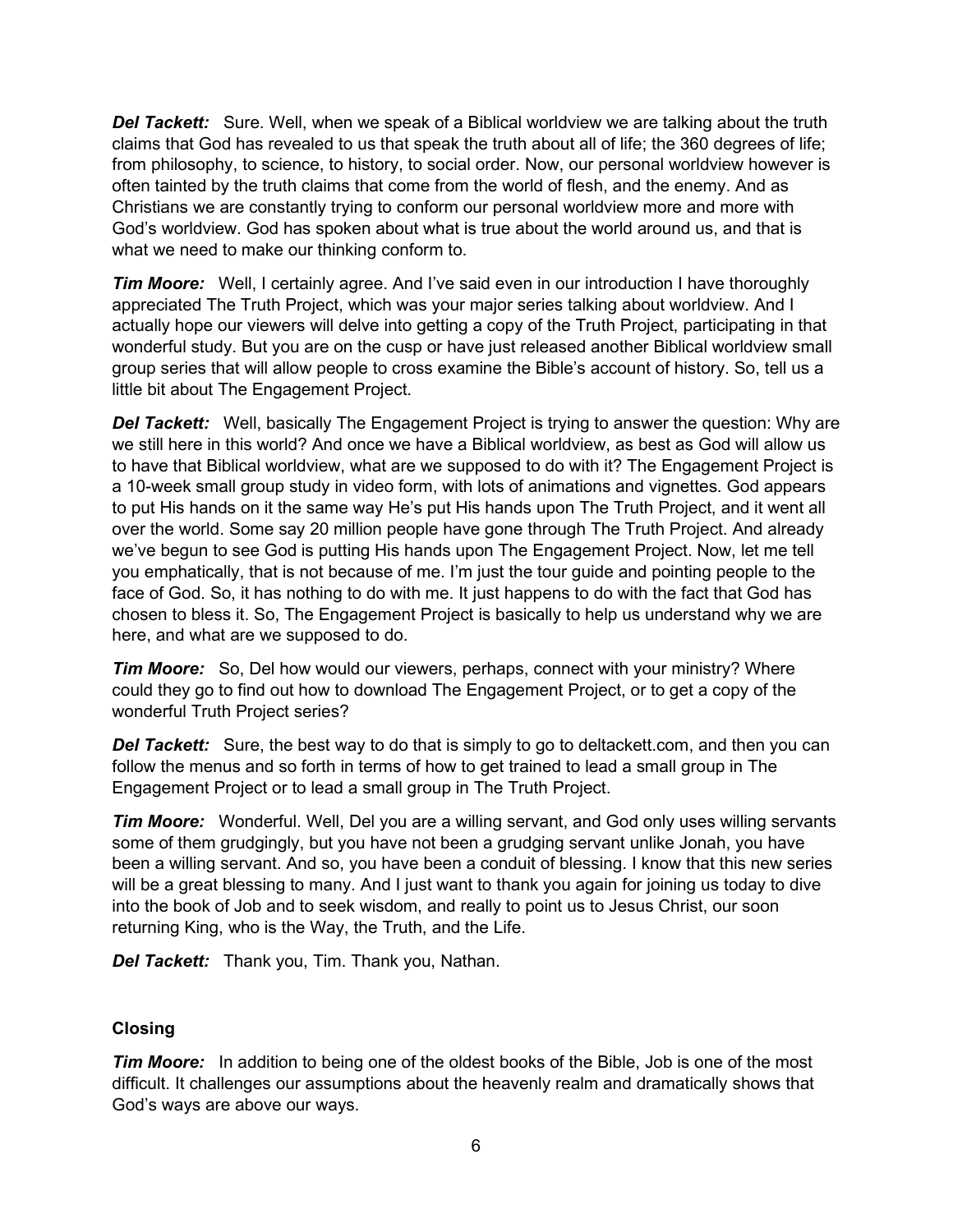***Del Tackett:*** Sure. Well, when we speak of a Biblical worldview we are talking about the truth claims that God has revealed to us that speak the truth about all of life; the 360 degrees of life; from philosophy, to science, to history, to social order. Now, our personal worldview however is often tainted by the truth claims that come from the world of flesh, and the enemy. And as Christians we are constantly trying to conform our personal worldview more and more with God's worldview. God has spoken about what is true about the world around us, and that is what we need to make our thinking conform to.

***Tim Moore:*** Well, I certainly agree. And I've said even in our introduction I have thoroughly appreciated The Truth Project, which was your major series talking about worldview. And I actually hope our viewers will delve into getting a copy of the Truth Project, participating in that wonderful study. But you are on the cusp or have just released another Biblical worldview small group series that will allow people to cross examine the Bible's account of history. So, tell us a little bit about The Engagement Project.

***Del Tackett:*** Well, basically The Engagement Project is trying to answer the question: Why are we still here in this world? And once we have a Biblical worldview, as best as God will allow us to have that Biblical worldview, what are we supposed to do with it? The Engagement Project is a 10-week small group study in video form, with lots of animations and vignettes. God appears to put His hands on it the same way He's put His hands upon The Truth Project, and it went all over the world. Some say 20 million people have gone through The Truth Project. And already we've begun to see God is putting His hands upon The Engagement Project. Now, let me tell you emphatically, that is not because of me. I'm just the tour guide and pointing people to the face of God. So, it has nothing to do with me. It just happens to do with the fact that God has chosen to bless it. So, The Engagement Project is basically to help us understand why we are here, and what are we supposed to do.

***Tim Moore:*** So, Del how would our viewers, perhaps, connect with your ministry? Where could they go to find out how to download The Engagement Project, or to get a copy of the wonderful Truth Project series?

***Del Tackett:*** Sure, the best way to do that is simply to go to deltackett.com, and then you can follow the menus and so forth in terms of how to get trained to lead a small group in The Engagement Project or to lead a small group in The Truth Project.

***Tim Moore:*** Wonderful. Well, Del you are a willing servant, and God only uses willing servants some of them grudgingly, but you have not been a grudging servant unlike Jonah, you have been a willing servant. And so, you have been a conduit of blessing. I know that this new series will be a great blessing to many. And I just want to thank you again for joining us today to dive into the book of Job and to seek wisdom, and really to point us to Jesus Christ, our soon returning King, who is the Way, the Truth, and the Life.

***Del Tackett:*** Thank you, Tim. Thank you, Nathan.

**Closing**

***Tim Moore:*** In addition to being one of the oldest books of the Bible, Job is one of the most difficult. It challenges our assumptions about the heavenly realm and dramatically shows that God's ways are above our ways.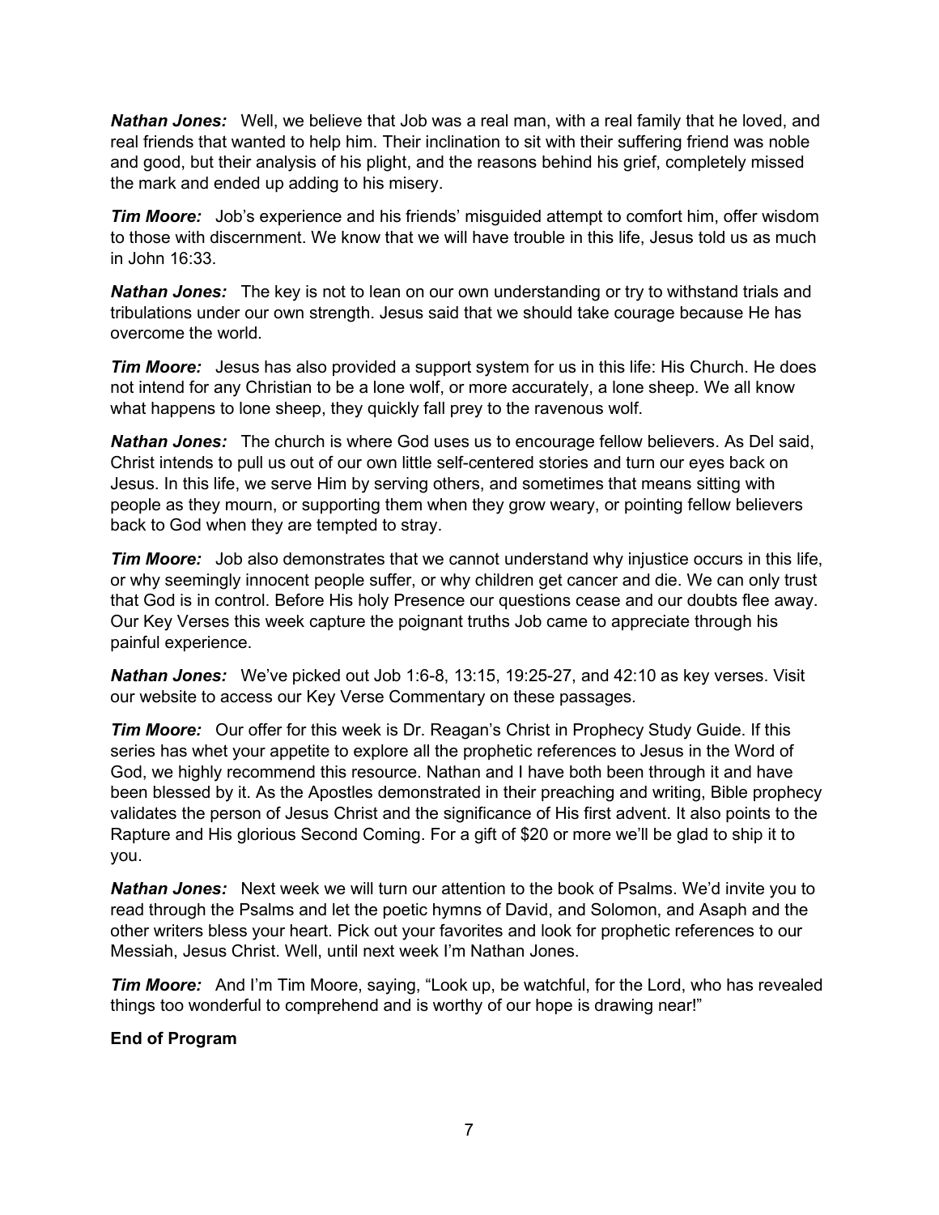***Nathan Jones:*** Well, we believe that Job was a real man, with a real family that he loved, and real friends that wanted to help him. Their inclination to sit with their suffering friend was noble and good, but their analysis of his plight, and the reasons behind his grief, completely missed the mark and ended up adding to his misery.

***Tim Moore:*** Job's experience and his friends' misguided attempt to comfort him, offer wisdom to those with discernment. We know that we will have trouble in this life, Jesus told us as much in John 16:33.

***Nathan Jones:*** The key is not to lean on our own understanding or try to withstand trials and tribulations under our own strength. Jesus said that we should take courage because He has overcome the world.

***Tim Moore:*** Jesus has also provided a support system for us in this life: His Church. He does not intend for any Christian to be a lone wolf, or more accurately, a lone sheep. We all know what happens to lone sheep, they quickly fall prey to the ravenous wolf.

***Nathan Jones:*** The church is where God uses us to encourage fellow believers. As Del said, Christ intends to pull us out of our own little self-centered stories and turn our eyes back on Jesus. In this life, we serve Him by serving others, and sometimes that means sitting with people as they mourn, or supporting them when they grow weary, or pointing fellow believers back to God when they are tempted to stray.

***Tim Moore:*** Job also demonstrates that we cannot understand why injustice occurs in this life, or why seemingly innocent people suffer, or why children get cancer and die. We can only trust that God is in control. Before His holy Presence our questions cease and our doubts flee away. Our Key Verses this week capture the poignant truths Job came to appreciate through his painful experience.

***Nathan Jones:*** We've picked out Job 1:6-8, 13:15, 19:25-27, and 42:10 as key verses. Visit our website to access our Key Verse Commentary on these passages.

***Tim Moore:*** Our offer for this week is Dr. Reagan's Christ in Prophecy Study Guide. If this series has whet your appetite to explore all the prophetic references to Jesus in the Word of God, we highly recommend this resource. Nathan and I have both been through it and have been blessed by it. As the Apostles demonstrated in their preaching and writing, Bible prophecy validates the person of Jesus Christ and the significance of His first advent. It also points to the Rapture and His glorious Second Coming. For a gift of $20 or more we'll be glad to ship it to you.

***Nathan Jones:*** Next week we will turn our attention to the book of Psalms. We'd invite you to read through the Psalms and let the poetic hymns of David, and Solomon, and Asaph and the other writers bless your heart. Pick out your favorites and look for prophetic references to our Messiah, Jesus Christ. Well, until next week I'm Nathan Jones.

***Tim Moore:*** And I'm Tim Moore, saying, "Look up, be watchful, for the Lord, who has revealed things too wonderful to comprehend and is worthy of our hope is drawing near!"

**End of Program**